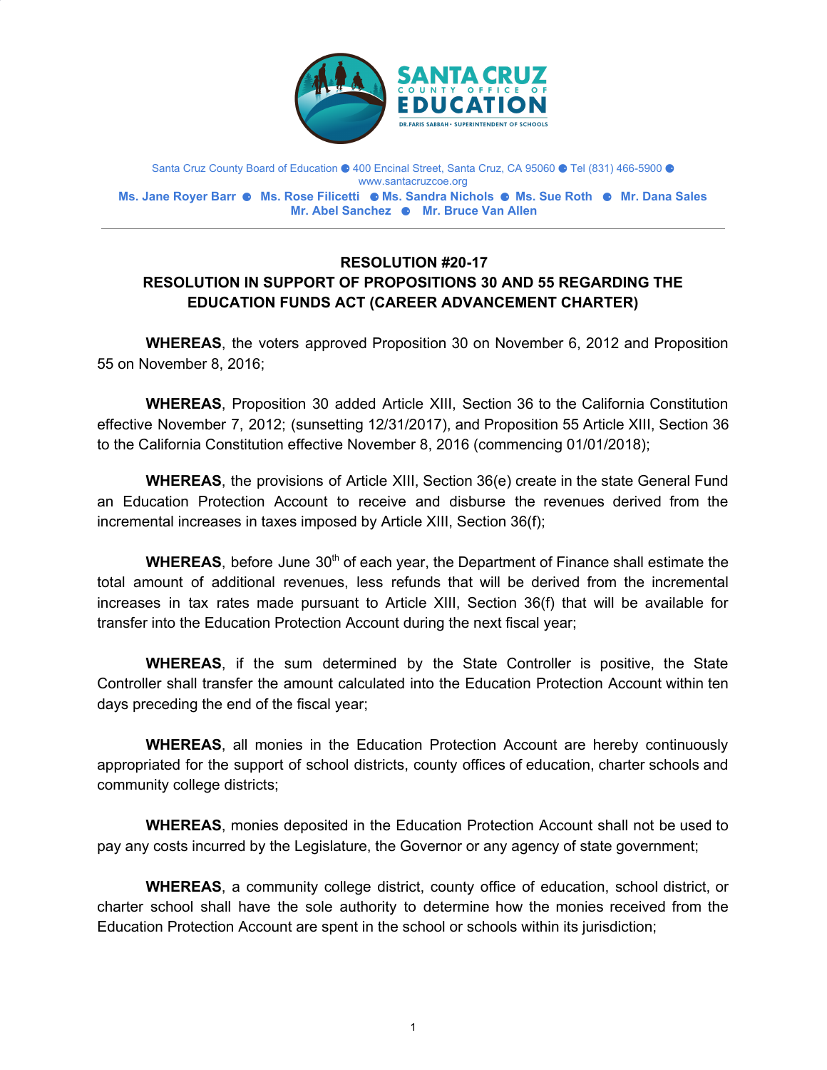SANTA CRUZ COUNTY OFFICE OF EDUCATION

DR. FARIS SABBAH • SUPERINTENDENT OF SCHOOLS

Santa Cruz County Board of Education ● 400 Encinal Street, Santa Cruz, CA 95060 ● Tel (831) 466-5900 ● www.santacruzcoe.org

**Ms. Jane Royer Barr ● Ms. Rose Filicetti ● Ms. Sandra Nichols ● Ms. Sue Roth ● Mr. Dana Sales
Mr. Abel Sanchez ● Mr. Bruce Van Allen**

---

**RESOLUTION #20-17**
**RESOLUTION IN SUPPORT OF PROPOSITIONS 30 AND 55 REGARDING THE EDUCATION FUNDS ACT (CAREER ADVANCEMENT CHARTER)**

**WHEREAS**, the voters approved Proposition 30 on November 6, 2012 and Proposition 55 on November 8, 2016;

**WHEREAS**, Proposition 30 added Article XIII, Section 36 to the California Constitution effective November 7, 2012; (sunsetting 12/31/2017), and Proposition 55 Article XIII, Section 36 to the California Constitution effective November 8, 2016 (commencing 01/01/2018);

**WHEREAS**, the provisions of Article XIII, Section 36(e) create in the state General Fund an Education Protection Account to receive and disburse the revenues derived from the incremental increases in taxes imposed by Article XIII, Section 36(f);

**WHEREAS**, before June 30th of each year, the Department of Finance shall estimate the total amount of additional revenues, less refunds that will be derived from the incremental increases in tax rates made pursuant to Article XIII, Section 36(f) that will be available for transfer into the Education Protection Account during the next fiscal year;

**WHEREAS**, if the sum determined by the State Controller is positive, the State Controller shall transfer the amount calculated into the Education Protection Account within ten days preceding the end of the fiscal year;

**WHEREAS**, all monies in the Education Protection Account are hereby continuously appropriated for the support of school districts, county offices of education, charter schools and community college districts;

**WHEREAS**, monies deposited in the Education Protection Account shall not be used to pay any costs incurred by the Legislature, the Governor or any agency of state government;

**WHEREAS**, a community college district, county office of education, school district, or charter school shall have the sole authority to determine how the monies received from the Education Protection Account are spent in the school or schools within its jurisdiction;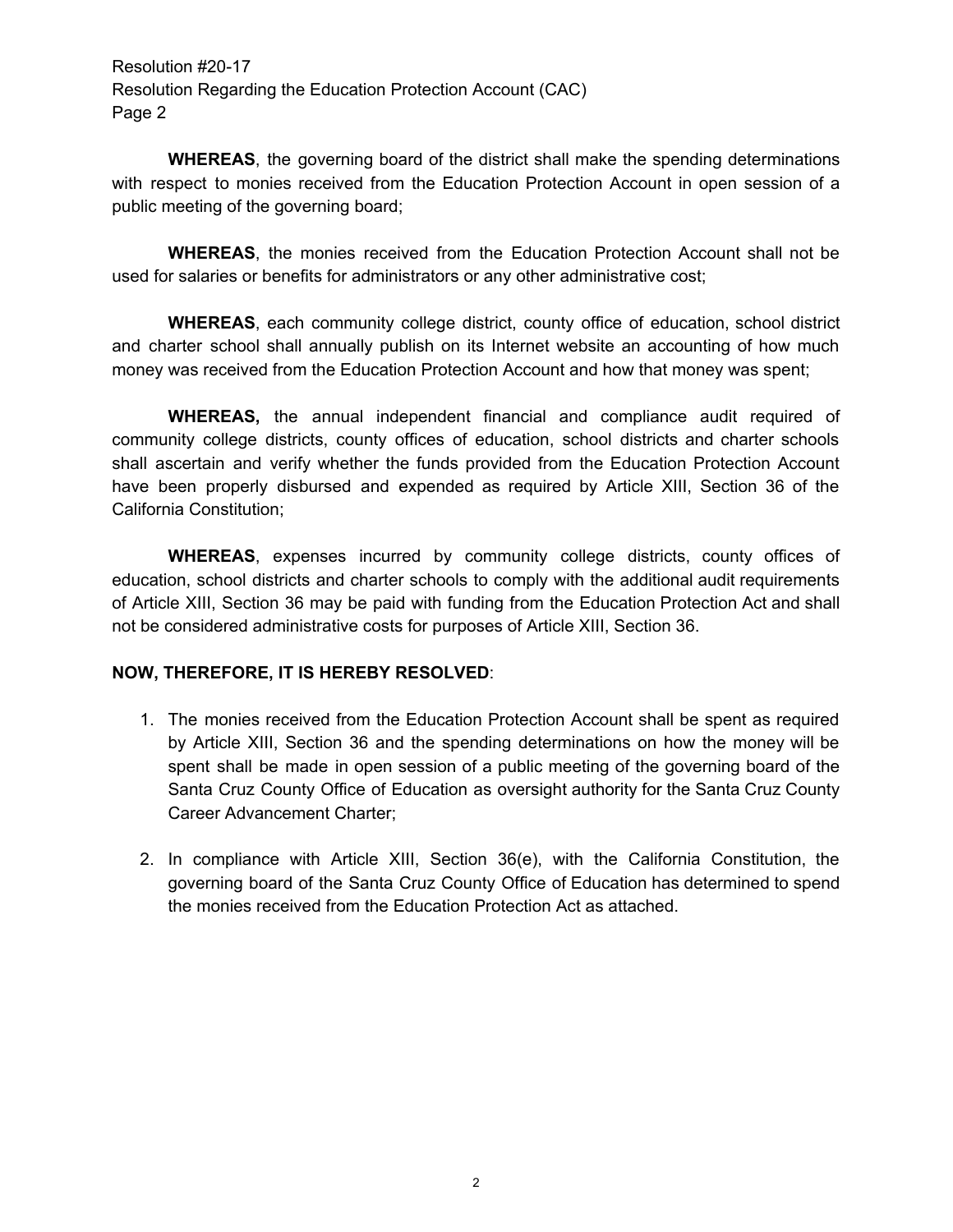**WHEREAS**, the governing board of the district shall make the spending determinations with respect to monies received from the Education Protection Account in open session of a public meeting of the governing board;

**WHEREAS**, the monies received from the Education Protection Account shall not be used for salaries or benefits for administrators or any other administrative cost;

**WHEREAS**, each community college district, county office of education, school district and charter school shall annually publish on its Internet website an accounting of how much money was received from the Education Protection Account and how that money was spent;

**WHEREAS,** the annual independent financial and compliance audit required of community college districts, county offices of education, school districts and charter schools shall ascertain and verify whether the funds provided from the Education Protection Account have been properly disbursed and expended as required by Article XIII, Section 36 of the California Constitution;

**WHEREAS**, expenses incurred by community college districts, county offices of education, school districts and charter schools to comply with the additional audit requirements of Article XIII, Section 36 may be paid with funding from the Education Protection Act and shall not be considered administrative costs for purposes of Article XIII, Section 36.

**NOW, THEREFORE, IT IS HEREBY RESOLVED**:

1. The monies received from the Education Protection Account shall be spent as required by Article XIII, Section 36 and the spending determinations on how the money will be spent shall be made in open session of a public meeting of the governing board of the Santa Cruz County Office of Education as oversight authority for the Santa Cruz County Career Advancement Charter;

2. In compliance with Article XIII, Section 36(e), with the California Constitution, the governing board of the Santa Cruz County Office of Education has determined to spend the monies received from the Education Protection Act as attached.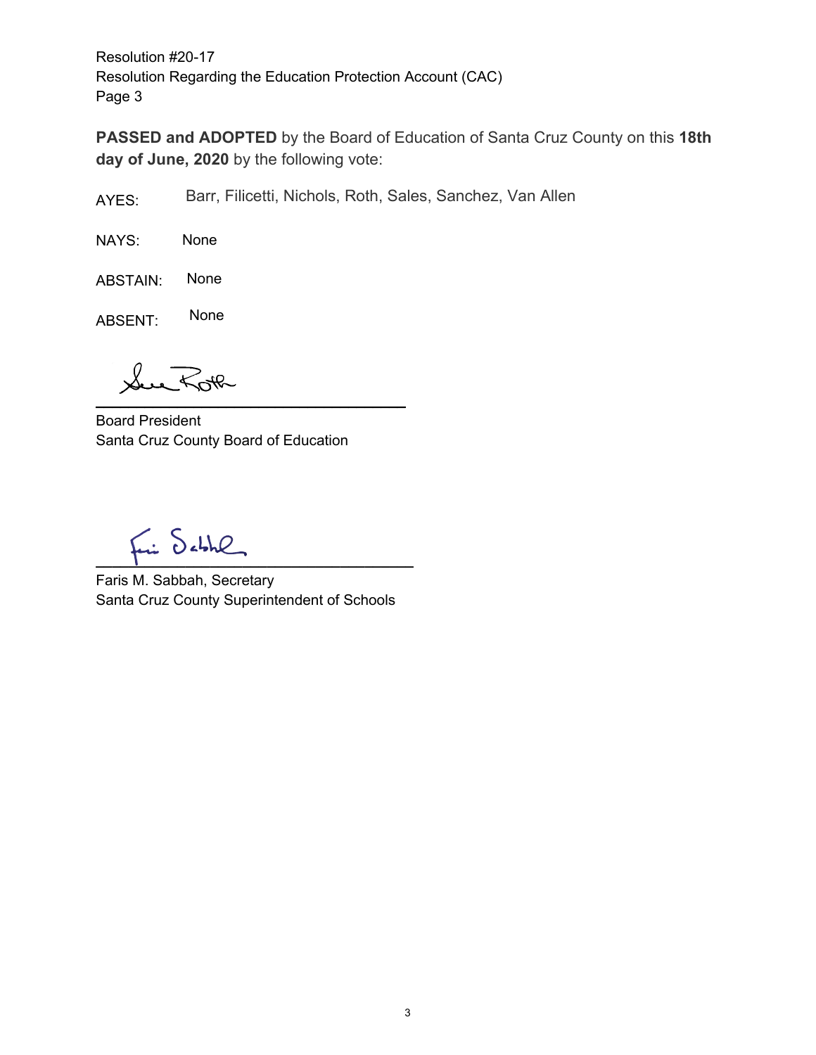Resolution #20-17
Resolution Regarding the Education Protection Account (CAC)
Page 3

**PASSED and ADOPTED** by the Board of Education of Santa Cruz County on this **18th day of June, 2020** by the following vote:

AYES: Barr, Filicetti, Nichols, Roth, Sales, Sanchez, Van Allen

NAYS: None

ABSTAIN: None

ABSENT: None

Board President
Santa Cruz County Board of Education

Faris M. Sabbah, Secretary
Santa Cruz County Superintendent of Schools